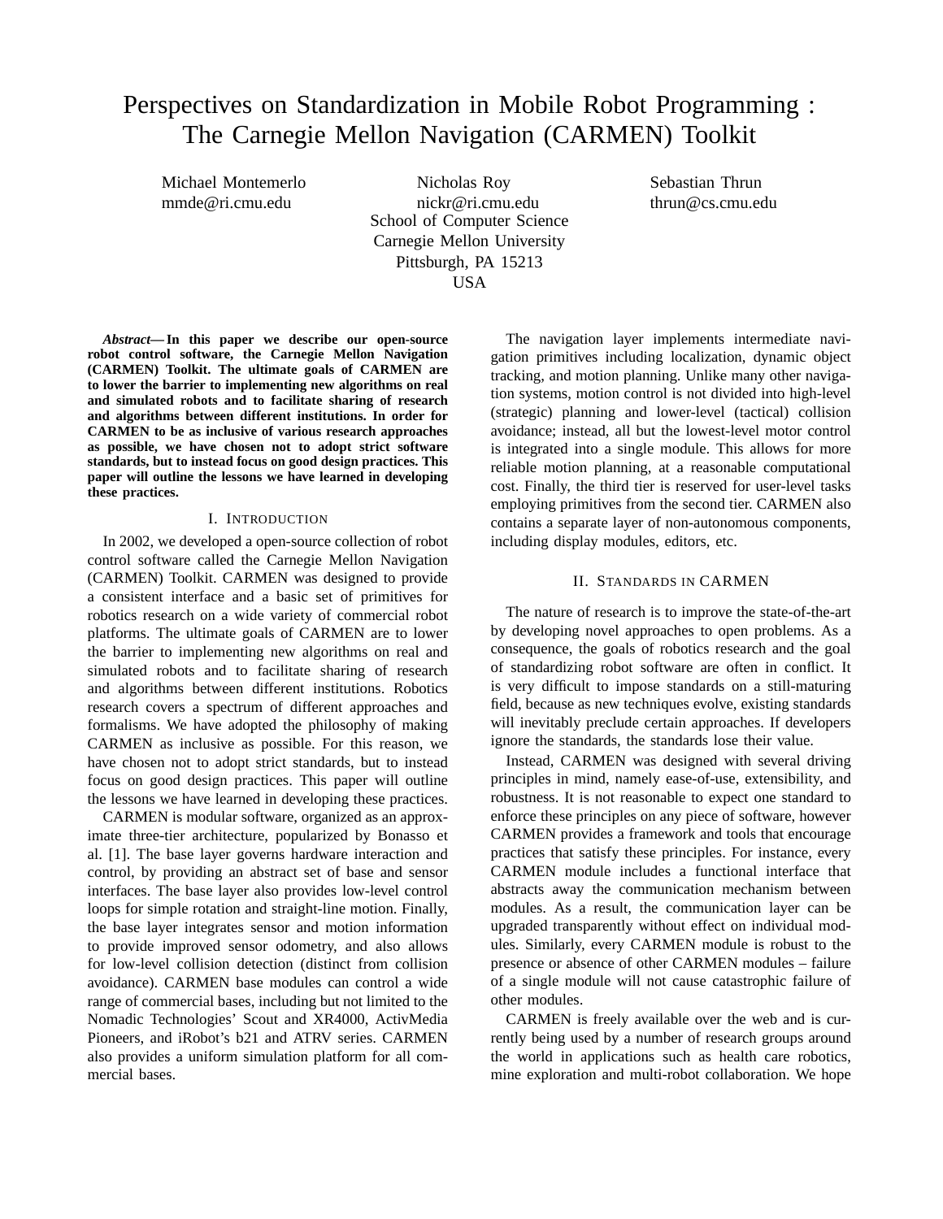# Perspectives on Standardization in Mobile Robot Programming : The Carnegie Mellon Navigation (CARMEN) Toolkit

Michael Montemerlo
mmde@ri.cmu.edu

Nicholas Roy
nickr@ri.cmu.edu

Sebastian Thrun
thrun@cs.cmu.edu

School of Computer Science
Carnegie Mellon University
Pittsburgh, PA 15213
USA

***Abstract*— In this paper we describe our open-source robot control software, the Carnegie Mellon Navigation (CARMEN) Toolkit. The ultimate goals of CARMEN are to lower the barrier to implementing new algorithms on real and simulated robots and to facilitate sharing of research and algorithms between different institutions. In order for CARMEN to be as inclusive of various research approaches as possible, we have chosen not to adopt strict software standards, but to instead focus on good design practices. This paper will outline the lessons we have learned in developing these practices.**

## I. Introduction

In 2002, we developed a open-source collection of robot control software called the Carnegie Mellon Navigation (CARMEN) Toolkit. CARMEN was designed to provide a consistent interface and a basic set of primitives for robotics research on a wide variety of commercial robot platforms. The ultimate goals of CARMEN are to lower the barrier to implementing new algorithms on real and simulated robots and to facilitate sharing of research and algorithms between different institutions. Robotics research covers a spectrum of different approaches and formalisms. We have adopted the philosophy of making CARMEN as inclusive as possible. For this reason, we have chosen not to adopt strict standards, but to instead focus on good design practices. This paper will outline the lessons we have learned in developing these practices.

CARMEN is modular software, organized as an approximate three-tier architecture, popularized by Bonasso et al. [1]. The base layer governs hardware interaction and control, by providing an abstract set of base and sensor interfaces. The base layer also provides low-level control loops for simple rotation and straight-line motion. Finally, the base layer integrates sensor and motion information to provide improved sensor odometry, and also allows for low-level collision detection (distinct from collision avoidance). CARMEN base modules can control a wide range of commercial bases, including but not limited to the Nomadic Technologies' Scout and XR4000, ActivMedia Pioneers, and iRobot's b21 and ATRV series. CARMEN also provides a uniform simulation platform for all commercial bases.

The navigation layer implements intermediate navigation primitives including localization, dynamic object tracking, and motion planning. Unlike many other navigation systems, motion control is not divided into high-level (strategic) planning and lower-level (tactical) collision avoidance; instead, all but the lowest-level motor control is integrated into a single module. This allows for more reliable motion planning, at a reasonable computational cost. Finally, the third tier is reserved for user-level tasks employing primitives from the second tier. CARMEN also contains a separate layer of non-autonomous components, including display modules, editors, etc.

## II. Standards in CARMEN

The nature of research is to improve the state-of-the-art by developing novel approaches to open problems. As a consequence, the goals of robotics research and the goal of standardizing robot software are often in conflict. It is very difficult to impose standards on a still-maturing field, because as new techniques evolve, existing standards will inevitably preclude certain approaches. If developers ignore the standards, the standards lose their value.

Instead, CARMEN was designed with several driving principles in mind, namely ease-of-use, extensibility, and robustness. It is not reasonable to expect one standard to enforce these principles on any piece of software, however CARMEN provides a framework and tools that encourage practices that satisfy these principles. For instance, every CARMEN module includes a functional interface that abstracts away the communication mechanism between modules. As a result, the communication layer can be upgraded transparently without effect on individual modules. Similarly, every CARMEN module is robust to the presence or absence of other CARMEN modules – failure of a single module will not cause catastrophic failure of other modules.

CARMEN is freely available over the web and is currently being used by a number of research groups around the world in applications such as health care robotics, mine exploration and multi-robot collaboration. We hope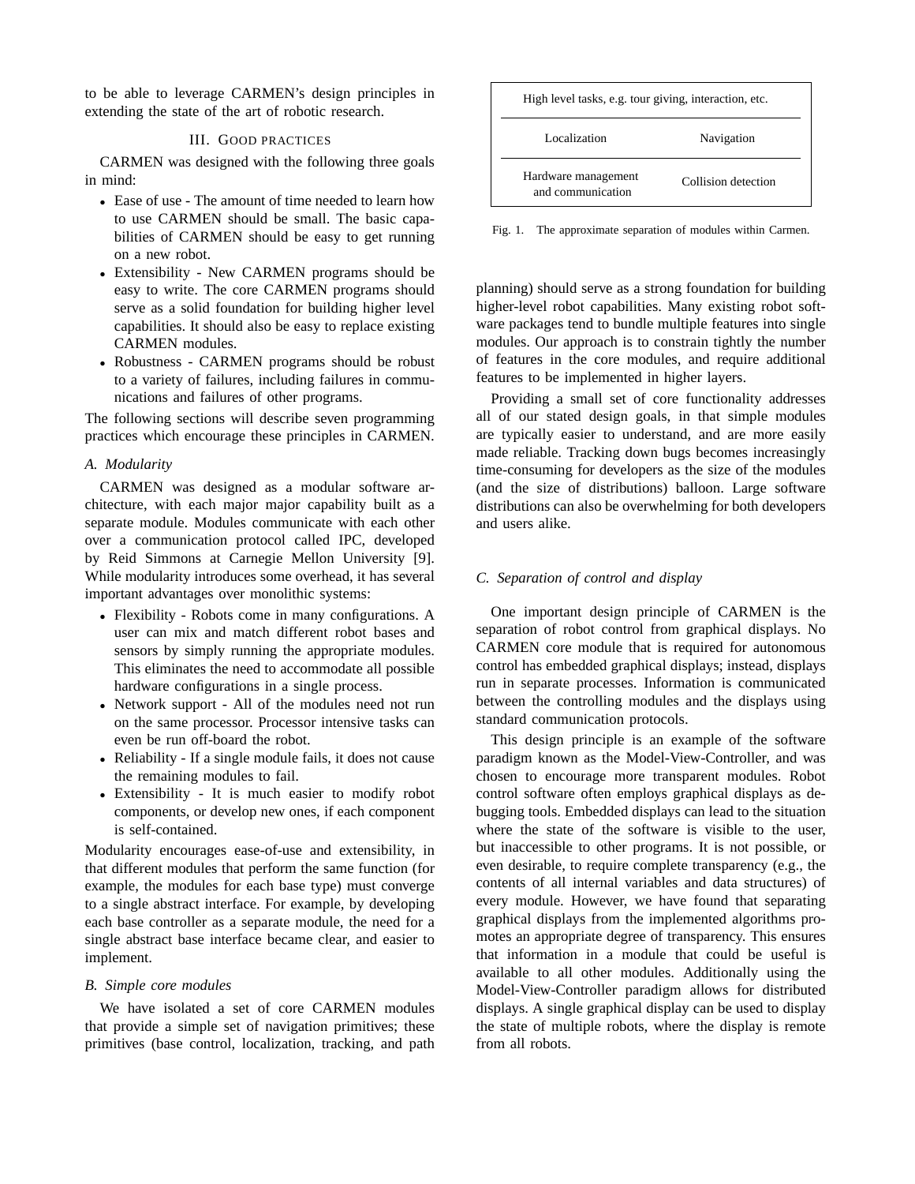to be able to leverage CARMEN's design principles in extending the state of the art of robotic research.

## III. Good practices

CARMEN was designed with the following three goals in mind:

- Ease of use - The amount of time needed to learn how to use CARMEN should be small. The basic capabilities of CARMEN should be easy to get running on a new robot.
- Extensibility - New CARMEN programs should be easy to write. The core CARMEN programs should serve as a solid foundation for building higher level capabilities. It should also be easy to replace existing CARMEN modules.
- Robustness - CARMEN programs should be robust to a variety of failures, including failures in communications and failures of other programs.

The following sections will describe seven programming practices which encourage these principles in CARMEN.

### A. Modularity

CARMEN was designed as a modular software architecture, with each major major capability built as a separate module. Modules communicate with each other over a communication protocol called IPC, developed by Reid Simmons at Carnegie Mellon University [9]. While modularity introduces some overhead, it has several important advantages over monolithic systems:

- Flexibility - Robots come in many configurations. A user can mix and match different robot bases and sensors by simply running the appropriate modules. This eliminates the need to accommodate all possible hardware configurations in a single process.
- Network support - All of the modules need not run on the same processor. Processor intensive tasks can even be run off-board the robot.
- Reliability - If a single module fails, it does not cause the remaining modules to fail.
- Extensibility - It is much easier to modify robot components, or develop new ones, if each component is self-contained.

Modularity encourages ease-of-use and extensibility, in that different modules that perform the same function (for example, the modules for each base type) must converge to a single abstract interface. For example, by developing each base controller as a separate module, the need for a single abstract base interface became clear, and easier to implement.

### B. Simple core modules

We have isolated a set of core CARMEN modules that provide a simple set of navigation primitives; these primitives (base control, localization, tracking, and path planning) should serve as a strong foundation for building higher-level robot capabilities. Many existing robot software packages tend to bundle multiple features into single modules. Our approach is to constrain tightly the number of features in the core modules, and require additional features to be implemented in higher layers.

High level tasks, e.g. tour giving, interaction, etc.

Localization | Navigation

Hardware management and communication | Collision detection

Fig. 1. The approximate separation of modules within Carmen.

Providing a small set of core functionality addresses all of our stated design goals, in that simple modules are typically easier to understand, and are more easily made reliable. Tracking down bugs becomes increasingly time-consuming for developers as the size of the modules (and the size of distributions) balloon. Large software distributions can also be overwhelming for both developers and users alike.

### C. Separation of control and display

One important design principle of CARMEN is the separation of robot control from graphical displays. No CARMEN core module that is required for autonomous control has embedded graphical displays; instead, displays run in separate processes. Information is communicated between the controlling modules and the displays using standard communication protocols.

This design principle is an example of the software paradigm known as the Model-View-Controller, and was chosen to encourage more transparent modules. Robot control software often employs graphical displays as debugging tools. Embedded displays can lead to the situation where the state of the software is visible to the user, but inaccessible to other programs. It is not possible, or even desirable, to require complete transparency (e.g., the contents of all internal variables and data structures) of every module. However, we have found that separating graphical displays from the implemented algorithms promotes an appropriate degree of transparency. This ensures that information in a module that could be useful is available to all other modules. Additionally using the Model-View-Controller paradigm allows for distributed displays. A single graphical display can be used to display the state of multiple robots, where the display is remote from all robots.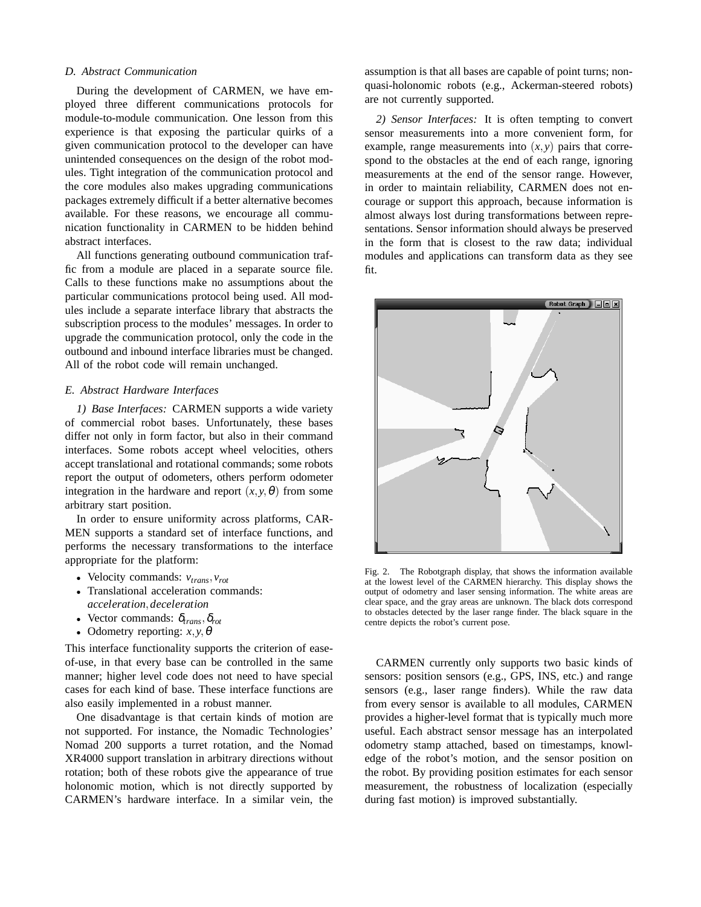### D. Abstract Communication

During the development of CARMEN, we have employed three different communications protocols for module-to-module communication. One lesson from this experience is that exposing the particular quirks of a given communication protocol to the developer can have unintended consequences on the design of the robot modules. Tight integration of the communication protocol and the core modules also makes upgrading communications packages extremely difficult if a better alternative becomes available. For these reasons, we encourage all communication functionality in CARMEN to be hidden behind abstract interfaces.

All functions generating outbound communication traffic from a module are placed in a separate source file. Calls to these functions make no assumptions about the particular communications protocol being used. All modules include a separate interface library that abstracts the subscription process to the modules' messages. In order to upgrade the communication protocol, only the code in the outbound and inbound interface libraries must be changed. All of the robot code will remain unchanged.

### E. Abstract Hardware Interfaces

*1) Base Interfaces:* CARMEN supports a wide variety of commercial robot bases. Unfortunately, these bases differ not only in form factor, but also in their command interfaces. Some robots accept wheel velocities, others accept translational and rotational commands; some robots report the output of odometers, others perform odometer integration in the hardware and report $(x, y, \theta)$ from some arbitrary start position.

In order to ensure uniformity across platforms, CARMEN supports a standard set of interface functions, and performs the necessary transformations to the interface appropriate for the platform:

- Velocity commands: $v_{trans}, v_{rot}$
- Translational acceleration commands: $acceleration, deceleration$
- Vector commands: $\delta_{trans}, \delta_{rot}$
- Odometry reporting: $x, y, \theta$

This interface functionality supports the criterion of ease-of-use, in that every base can be controlled in the same manner; higher level code does not need to have special cases for each kind of base. These interface functions are also easily implemented in a robust manner.

One disadvantage is that certain kinds of motion are not supported. For instance, the Nomadic Technologies' Nomad 200 supports a turret rotation, and the Nomad XR4000 support translation in arbitrary directions without rotation; both of these robots give the appearance of true holonomic motion, which is not directly supported by CARMEN's hardware interface. In a similar vein, the assumption is that all bases are capable of point turns; non-quasi-holonomic robots (e.g., Ackerman-steered robots) are not currently supported.

*2) Sensor Interfaces:* It is often tempting to convert sensor measurements into a more convenient form, for example, range measurements into $(x, y)$ pairs that correspond to the obstacles at the end of each range, ignoring measurements at the end of the sensor range. However, in order to maintain reliability, CARMEN does not encourage or support this approach, because information is almost always lost during transformations between representations. Sensor information should always be preserved in the form that is closest to the raw data; individual modules and applications can transform data as they see fit.

Fig. 2. The Robotgraph display, that shows the information available at the lowest level of the CARMEN hierarchy. This display shows the output of odometry and laser sensing information. The white areas are clear space, and the gray areas are unknown. The black dots correspond to obstacles detected by the laser range finder. The black square in the centre depicts the robot's current pose.

CARMEN currently only supports two basic kinds of sensors: position sensors (e.g., GPS, INS, etc.) and range sensors (e.g., laser range finders). While the raw data from every sensor is available to all modules, CARMEN provides a higher-level format that is typically much more useful. Each abstract sensor message has an interpolated odometry stamp attached, based on timestamps, knowledge of the robot's motion, and the sensor position on the robot. By providing position estimates for each sensor measurement, the robustness of localization (especially during fast motion) is improved substantially.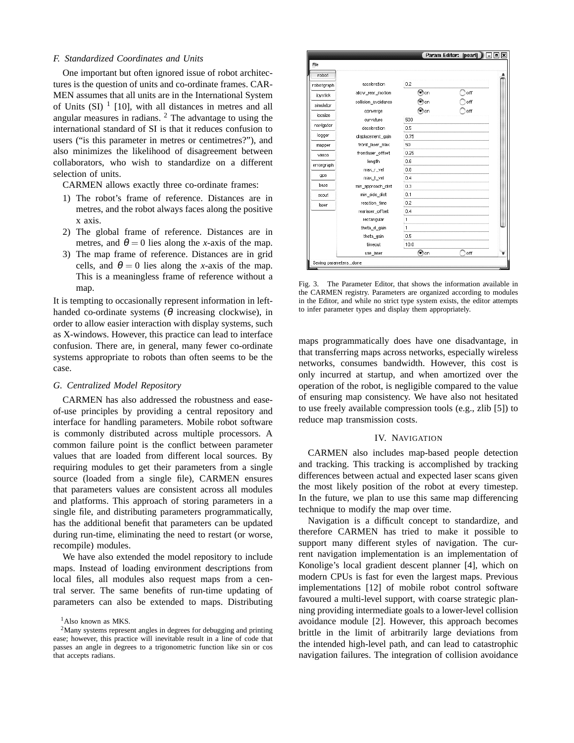### F. Standardized Coordinates and Units

One important but often ignored issue of robot architectures is the question of units and co-ordinate frames. CARMEN assumes that all units are in the International System of Units (SI) [1] [10], with all distances in metres and all angular measures in radians. [2] The advantage to using the international standard of SI is that it reduces confusion to users ("is this parameter in metres or centimetres?"), and also minimizes the likelihood of disagreement between collaborators, who wish to standardize on a different selection of units.

CARMEN allows exactly three co-ordinate frames:

1) The robot's frame of reference. Distances are in metres, and the robot always faces along the positive x axis.
2) The global frame of reference. Distances are in metres, and $\theta = 0$ lies along the $x$-axis of the map.
3) The map frame of reference. Distances are in grid cells, and $\theta = 0$ lies along the $x$-axis of the map. This is a meaningless frame of reference without a map.

It is tempting to occasionally represent information in left-handed co-ordinate systems ($\theta$ increasing clockwise), in order to allow easier interaction with display systems, such as X-windows. However, this practice can lead to interface confusion. There are, in general, many fewer co-ordinate systems appropriate to robots than often seems to be the case.

### G. Centralized Model Repository

CARMEN has also addressed the robustness and ease-of-use principles by providing a central repository and interface for handling parameters. Mobile robot software is commonly distributed across multiple processors. A common failure point is the conflict between parameter values that are loaded from different local sources. By requiring modules to get their parameters from a single source (loaded from a single file), CARMEN ensures that parameters values are consistent across all modules and platforms. This approach of storing parameters in a single file, and distributing parameters programmatically, has the additional benefit that parameters can be updated during run-time, eliminating the need to restart (or worse, recompile) modules.

We have also extended the model repository to include maps. Instead of loading environment descriptions from local files, all modules also request maps from a central server. The same benefits of run-time updating of parameters can also be extended to maps. Distributing maps programmatically does have one disadvantage, in that transferring maps across networks, especially wireless networks, consumes bandwidth. However, this cost is only incurred at startup, and when amortized over the operation of the robot, is negligible compared to the value of ensuring map consistency. We have also not hesitated to use freely available compression tools (e.g., zlib [5]) to reduce map transmission costs.

Fig. 3. The Parameter Editor, that shows the information available in the CARMEN registry. Parameters are organized according to modules in the Editor, and while no strict type system exists, the editor attempts to infer parameter types and display them appropriately.

## IV. Navigation

CARMEN also includes map-based people detection and tracking. This tracking is accomplished by tracking differences between actual and expected laser scans given the most likely position of the robot at every timestep. In the future, we plan to use this same map differencing technique to modify the map over time.

Navigation is a difficult concept to standardize, and therefore CARMEN has tried to make it possible to support many different styles of navigation. The current navigation implementation is an implementation of Konolige's local gradient descent planner [4], which on modern CPUs is fast for even the largest maps. Previous implementations [12] of mobile robot control software favoured a multi-level support, with coarse strategic planning providing intermediate goals to a lower-level collision avoidance module [2]. However, this approach becomes brittle in the limit of arbitrarily large deviations from the intended high-level path, and can lead to catastrophic navigation failures. The integration of collision avoidance

[1] Also known as MKS.

[2] Many systems represent angles in degrees for debugging and printing ease; however, this practice will inevitable result in a line of code that passes an angle in degrees to a trigonometric function like sin or cos that accepts radians.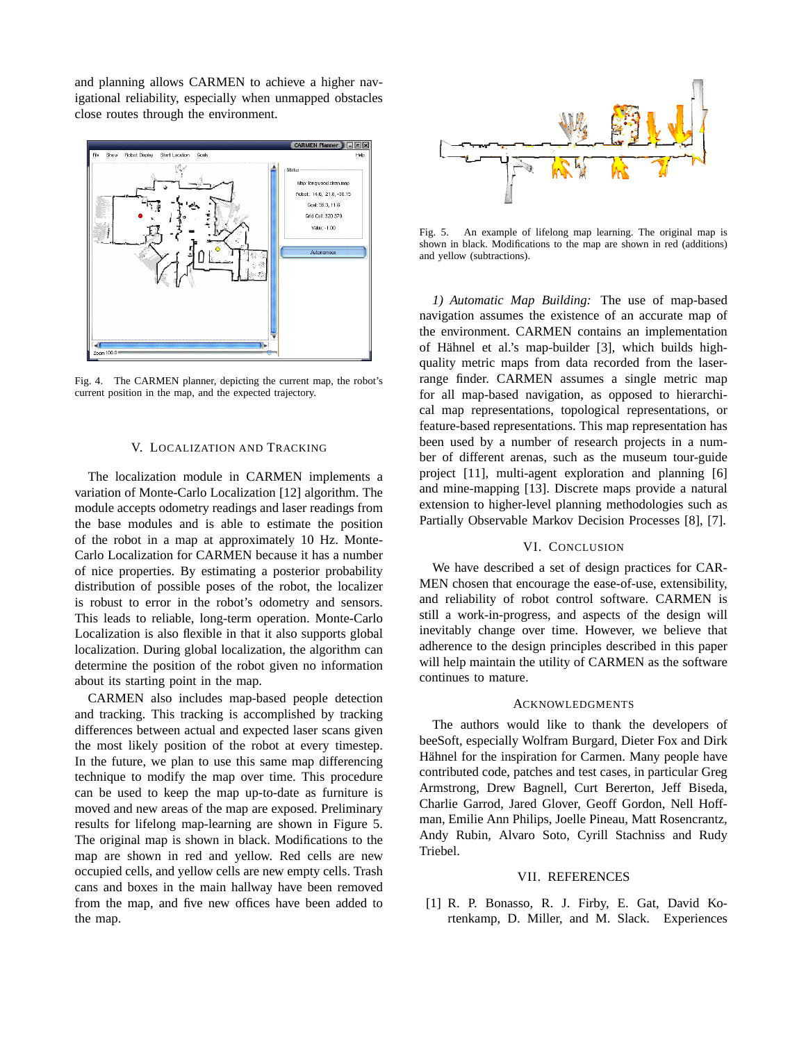and planning allows CARMEN to achieve a higher navigational reliability, especially when unmapped obstacles close routes through the environment.

Fig. 4. The CARMEN planner, depicting the current map, the robot's current position in the map, and the expected trajectory.

## V. Localization and Tracking

The localization module in CARMEN implements a variation of Monte-Carlo Localization [12] algorithm. The module accepts odometry readings and laser readings from the base modules and is able to estimate the position of the robot in a map at approximately 10 Hz. Monte-Carlo Localization for CARMEN because it has a number of nice properties. By estimating a posterior probability distribution of possible poses of the robot, the localizer is robust to error in the robot's odometry and sensors. This leads to reliable, long-term operation. Monte-Carlo Localization is also flexible in that it also supports global localization. During global localization, the algorithm can determine the position of the robot given no information about its starting point in the map.

CARMEN also includes map-based people detection and tracking. This tracking is accomplished by tracking differences between actual and expected laser scans given the most likely position of the robot at every timestep. In the future, we plan to use this same map differencing technique to modify the map over time. This procedure can be used to keep the map up-to-date as furniture is moved and new areas of the map are exposed. Preliminary results for lifelong map-learning are shown in Figure 5. The original map is shown in black. Modifications to the map are shown in red and yellow. Red cells are new occupied cells, and yellow cells are new empty cells. Trash cans and boxes in the main hallway have been removed from the map, and five new offices have been added to the map.

Fig. 5. An example of lifelong map learning. The original map is shown in black. Modifications to the map are shown in red (additions) and yellow (subtractions).

*1) Automatic Map Building:* The use of map-based navigation assumes the existence of an accurate map of the environment. CARMEN contains an implementation of Hähnel et al.'s map-builder [3], which builds high-quality metric maps from data recorded from the laser-range finder. CARMEN assumes a single metric map for all map-based navigation, as opposed to hierarchical map representations, topological representations, or feature-based representations. This map representation has been used by a number of research projects in a number of different arenas, such as the museum tour-guide project [11], multi-agent exploration and planning [6] and mine-mapping [13]. Discrete maps provide a natural extension to higher-level planning methodologies such as Partially Observable Markov Decision Processes [8], [7].

## VI. Conclusion

We have described a set of design practices for CARMEN chosen that encourage the ease-of-use, extensibility, and reliability of robot control software. CARMEN is still a work-in-progress, and aspects of the design will inevitably change over time. However, we believe that adherence to the design principles described in this paper will help maintain the utility of CARMEN as the software continues to mature.

## Acknowledgments

The authors would like to thank the developers of beeSoft, especially Wolfram Burgard, Dieter Fox and Dirk Hähnel for the inspiration for Carmen. Many people have contributed code, patches and test cases, in particular Greg Armstrong, Drew Bagnell, Curt Bererton, Jeff Biseda, Charlie Garrod, Jared Glover, Geoff Gordon, Nell Hoffman, Emilie Ann Philips, Joelle Pineau, Matt Rosencrantz, Andy Rubin, Alvaro Soto, Cyrill Stachniss and Rudy Triebel.

## VII. References

[1] R. P. Bonasso, R. J. Firby, E. Gat, David Kortenkamp, D. Miller, and M. Slack. Experiences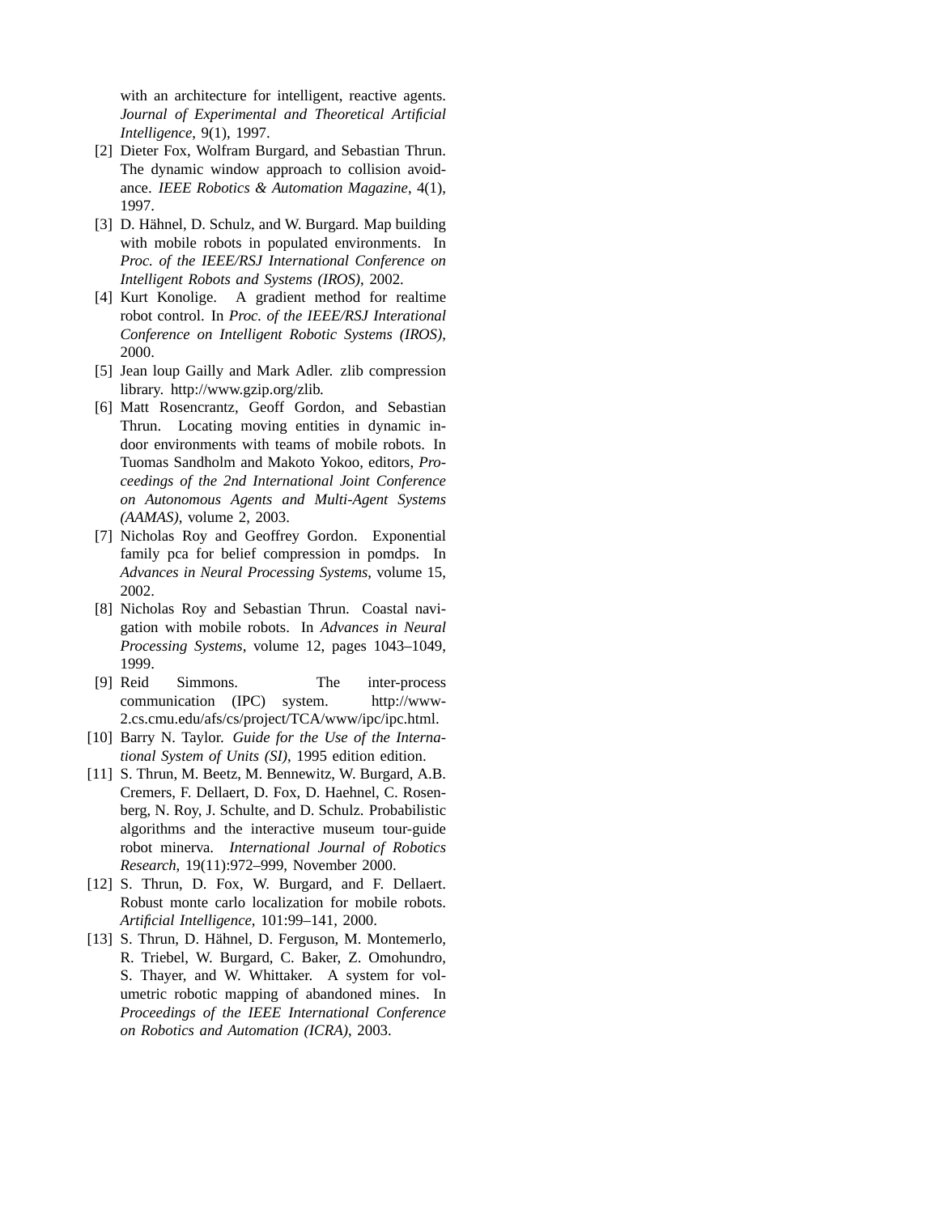with an architecture for intelligent, reactive agents. *Journal of Experimental and Theoretical Artificial Intelligence*, 9(1), 1997.

[2] Dieter Fox, Wolfram Burgard, and Sebastian Thrun. The dynamic window approach to collision avoidance. *IEEE Robotics & Automation Magazine*, 4(1), 1997.

[3] D. Hähnel, D. Schulz, and W. Burgard. Map building with mobile robots in populated environments. In *Proc. of the IEEE/RSJ International Conference on Intelligent Robots and Systems (IROS)*, 2002.

[4] Kurt Konolige. A gradient method for realtime robot control. In *Proc. of the IEEE/RSJ Interational Conference on Intelligent Robotic Systems (IROS)*, 2000.

[5] Jean loup Gailly and Mark Adler. zlib compression library. http://www.gzip.org/zlib.

[6] Matt Rosencrantz, Geoff Gordon, and Sebastian Thrun. Locating moving entities in dynamic indoor environments with teams of mobile robots. In Tuomas Sandholm and Makoto Yokoo, editors, *Proceedings of the 2nd International Joint Conference on Autonomous Agents and Multi-Agent Systems (AAMAS)*, volume 2, 2003.

[7] Nicholas Roy and Geoffrey Gordon. Exponential family pca for belief compression in pomdps. In *Advances in Neural Processing Systems*, volume 15, 2002.

[8] Nicholas Roy and Sebastian Thrun. Coastal navigation with mobile robots. In *Advances in Neural Processing Systems*, volume 12, pages 1043–1049, 1999.

[9] Reid Simmons. The inter-process communication (IPC) system. http://www-2.cs.cmu.edu/afs/cs/project/TCA/www/ipc/ipc.html.

[10] Barry N. Taylor. *Guide for the Use of the International System of Units (SI)*, 1995 edition edition.

[11] S. Thrun, M. Beetz, M. Bennewitz, W. Burgard, A.B. Cremers, F. Dellaert, D. Fox, D. Haehnel, C. Rosenberg, N. Roy, J. Schulte, and D. Schulz. Probabilistic algorithms and the interactive museum tour-guide robot minerva. *International Journal of Robotics Research*, 19(11):972–999, November 2000.

[12] S. Thrun, D. Fox, W. Burgard, and F. Dellaert. Robust monte carlo localization for mobile robots. *Artificial Intelligence*, 101:99–141, 2000.

[13] S. Thrun, D. Hähnel, D. Ferguson, M. Montemerlo, R. Triebel, W. Burgard, C. Baker, Z. Omohundro, S. Thayer, and W. Whittaker. A system for volumetric robotic mapping of abandoned mines. In *Proceedings of the IEEE International Conference on Robotics and Automation (ICRA)*, 2003.